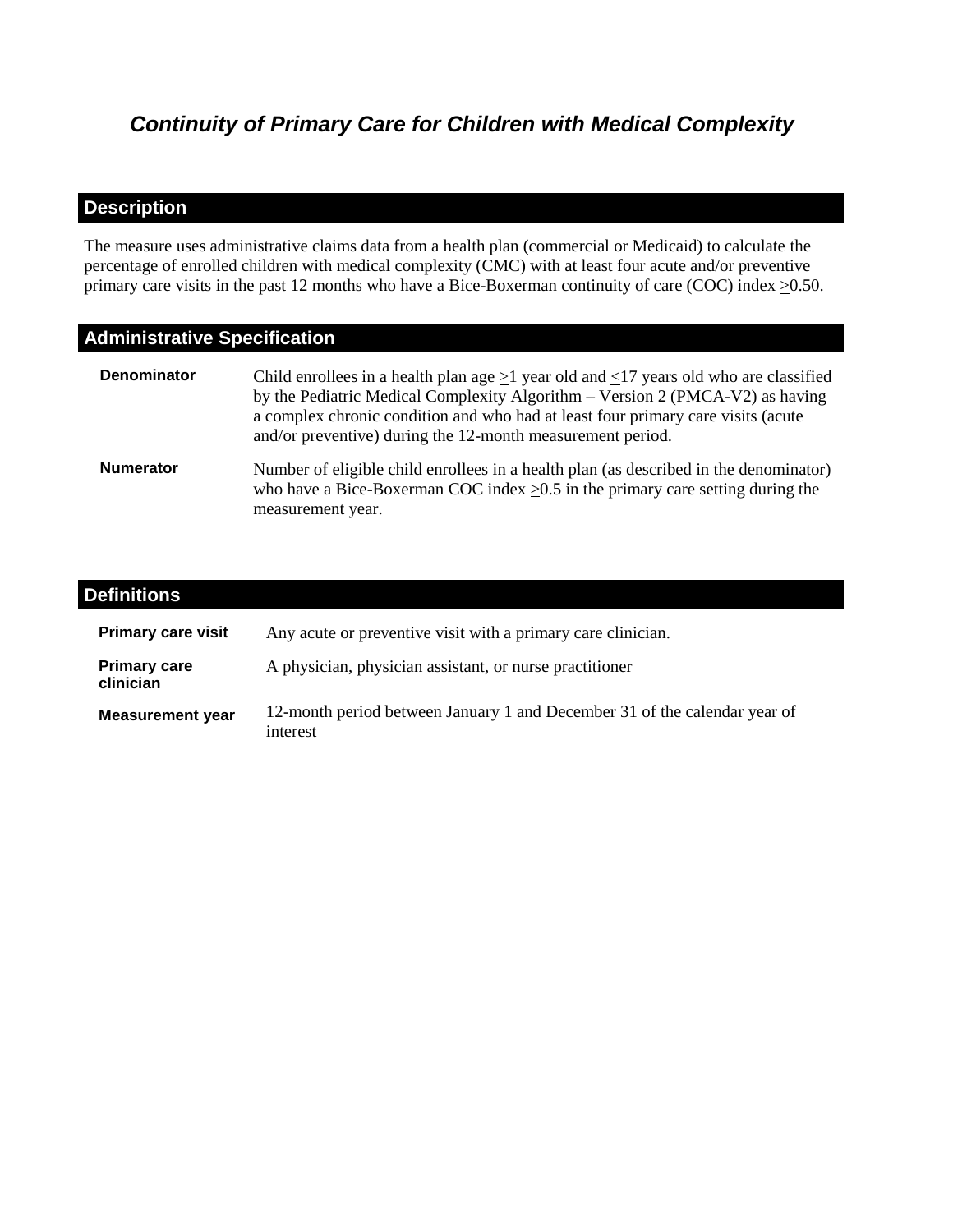# *Continuity of Primary Care for Children with Medical Complexity*

## Description

The measure uses administrative claims data from a health plan (commercial or Medicaid) to calculate the percentage of enrolled children with medical complexity (CMC) with at least four acute and/or preventive primary care visits in the past 12 months who have a Bice-Boxerman continuity of care (COC) index ≥0.50.

## Administrative Specification

| | |
|---|---|
| **Denominator** | Child enrollees in a health plan age ≥1 year old and ≤17 years old who are classified by the Pediatric Medical Complexity Algorithm – Version 2 (PMCA-V2) as having a complex chronic condition and who had at least four primary care visits (acute and/or preventive) during the 12-month measurement period. |
| **Numerator** | Number of eligible child enrollees in a health plan (as described in the denominator) who have a Bice-Boxerman COC index ≥0.5 in the primary care setting during the measurement year. |

## Definitions

| | |
|---|---|
| **Primary care visit** | Any acute or preventive visit with a primary care clinician. |
| **Primary care clinician** | A physician, physician assistant, or nurse practitioner |
| **Measurement year** | 12-month period between January 1 and December 31 of the calendar year of interest |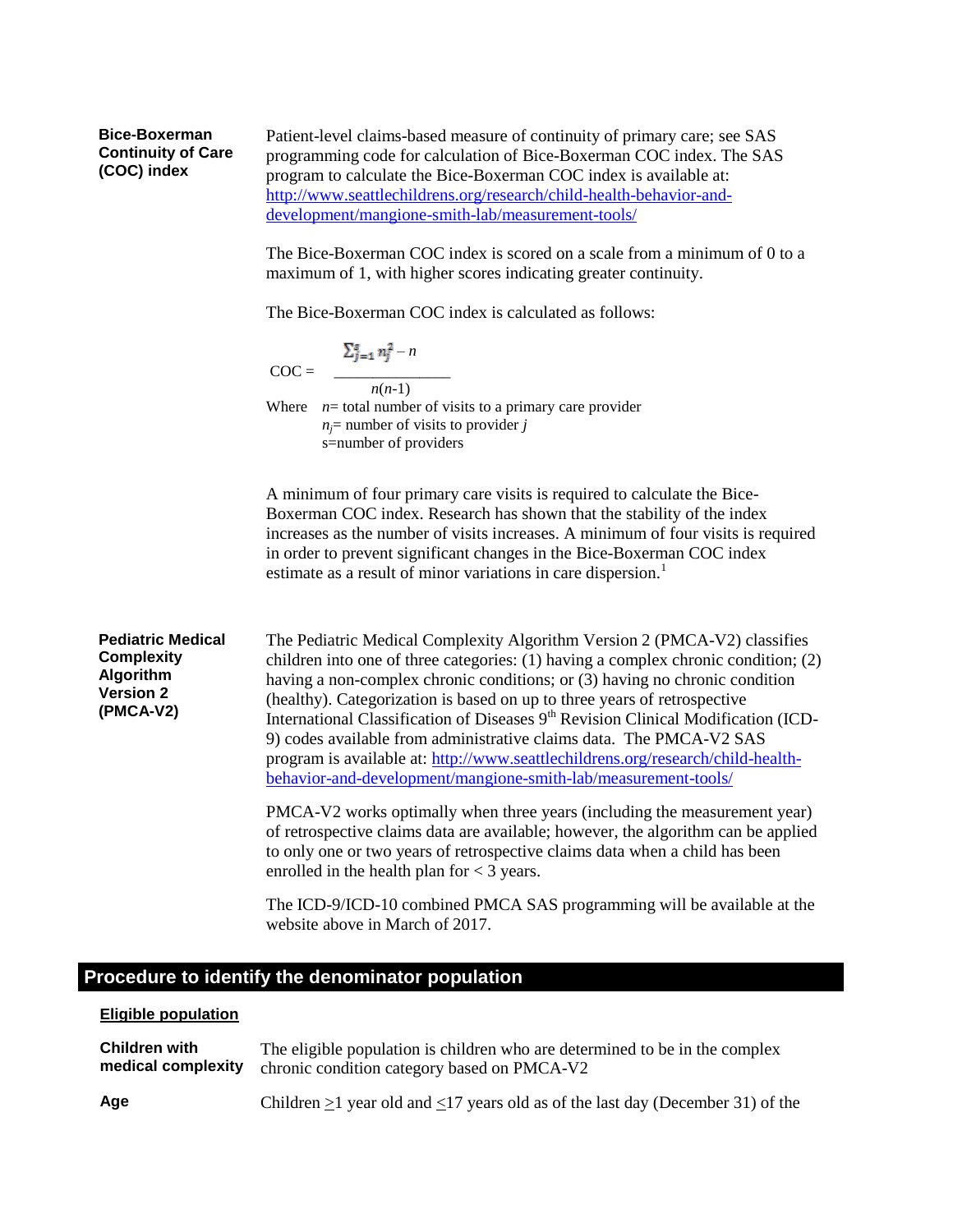**Bice-Boxerman Continuity of Care (COC) index**

Patient-level claims-based measure of continuity of primary care; see SAS programming code for calculation of Bice-Boxerman COC index. The SAS program to calculate the Bice-Boxerman COC index is available at: [http://www.seattlechildrens.org/research/child-health-behavior-and-development/mangione-smith-lab/measurement-tools/](http://www.seattlechildrens.org/research/child-health-behavior-and-development/mangione-smith-lab/measurement-tools/)

The Bice-Boxerman COC index is scored on a scale from a minimum of 0 to a maximum of 1, with higher scores indicating greater continuity.

The Bice-Boxerman COC index is calculated as follows:

$$\text{COC} = \frac{\sum_{j=1}^{s} n_j^2 - n}{n(n-1)}$$

Where $n$= total number of visits to a primary care provider
$n_j$= number of visits to provider $j$
s=number of providers

A minimum of four primary care visits is required to calculate the Bice-Boxerman COC index. Research has shown that the stability of the index increases as the number of visits increases. A minimum of four visits is required in order to prevent significant changes in the Bice-Boxerman COC index estimate as a result of minor variations in care dispersion.[1]

**Pediatric Medical Complexity Algorithm Version 2 (PMCA-V2)**

The Pediatric Medical Complexity Algorithm Version 2 (PMCA-V2) classifies children into one of three categories: (1) having a complex chronic condition; (2) having a non-complex chronic conditions; or (3) having no chronic condition (healthy). Categorization is based on up to three years of retrospective International Classification of Diseases 9th Revision Clinical Modification (ICD-9) codes available from administrative claims data. The PMCA-V2 SAS program is available at: [http://www.seattlechildrens.org/research/child-health-behavior-and-development/mangione-smith-lab/measurement-tools/](http://www.seattlechildrens.org/research/child-health-behavior-and-development/mangione-smith-lab/measurement-tools/)

PMCA-V2 works optimally when three years (including the measurement year) of retrospective claims data are available; however, the algorithm can be applied to only one or two years of retrospective claims data when a child has been enrolled in the health plan for < 3 years.

The ICD-9/ICD-10 combined PMCA SAS programming will be available at the website above in March of 2017.

## Procedure to identify the denominator population

**Eligible population**

**Children with medical complexity**

The eligible population is children who are determined to be in the complex chronic condition category based on PMCA-V2

**Age**

Children ≥1 year old and ≤17 years old as of the last day (December 31) of the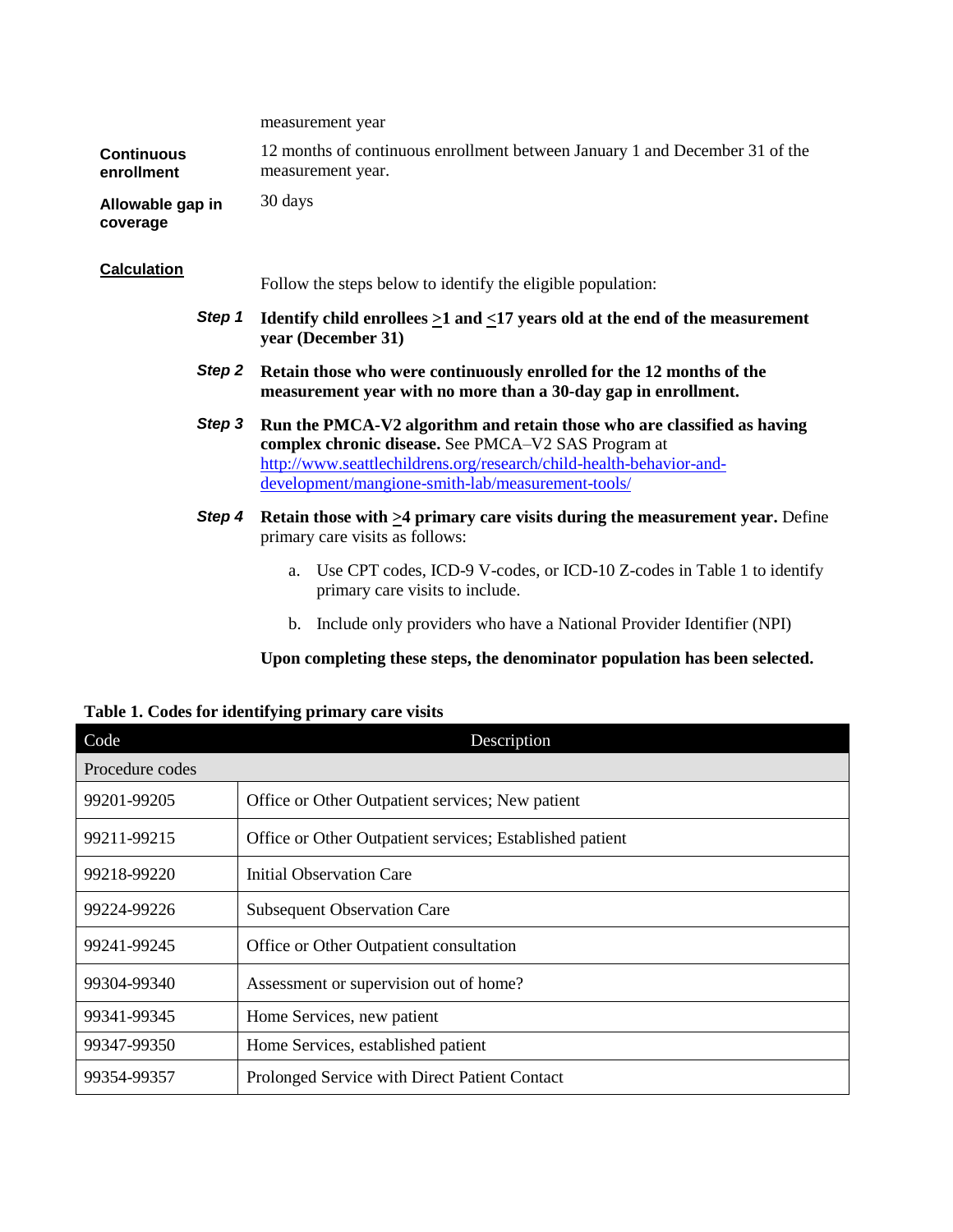measurement year

**Continuous enrollment**

12 months of continuous enrollment between January 1 and December 31 of the measurement year.

**Allowable gap in coverage**

30 days

**Calculation**

Follow the steps below to identify the eligible population:

***Step 1*** **Identify child enrollees ≥1 and ≤17 years old at the end of the measurement year (December 31)**

***Step 2*** **Retain those who were continuously enrolled for the 12 months of the measurement year with no more than a 30-day gap in enrollment.**

***Step 3*** **Run the PMCA-V2 algorithm and retain those who are classified as having complex chronic disease.** See PMCA–V2 SAS Program at http://www.seattlechildrens.org/research/child-health-behavior-and-development/mangione-smith-lab/measurement-tools/

***Step 4*** **Retain those with ≥4 primary care visits during the measurement year.** Define primary care visits as follows:

a. Use CPT codes, ICD-9 V-codes, or ICD-10 Z-codes in Table 1 to identify primary care visits to include.

b. Include only providers who have a National Provider Identifier (NPI)

**Upon completing these steps, the denominator population has been selected.**

**Table 1. Codes for identifying primary care visits**

| Code | Description |
|---|---|
| Procedure codes | |
| 99201-99205 | Office or Other Outpatient services; New patient |
| 99211-99215 | Office or Other Outpatient services; Established patient |
| 99218-99220 | Initial Observation Care |
| 99224-99226 | Subsequent Observation Care |
| 99241-99245 | Office or Other Outpatient consultation |
| 99304-99340 | Assessment or supervision out of home? |
| 99341-99345 | Home Services, new patient |
| 99347-99350 | Home Services, established patient |
| 99354-99357 | Prolonged Service with Direct Patient Contact |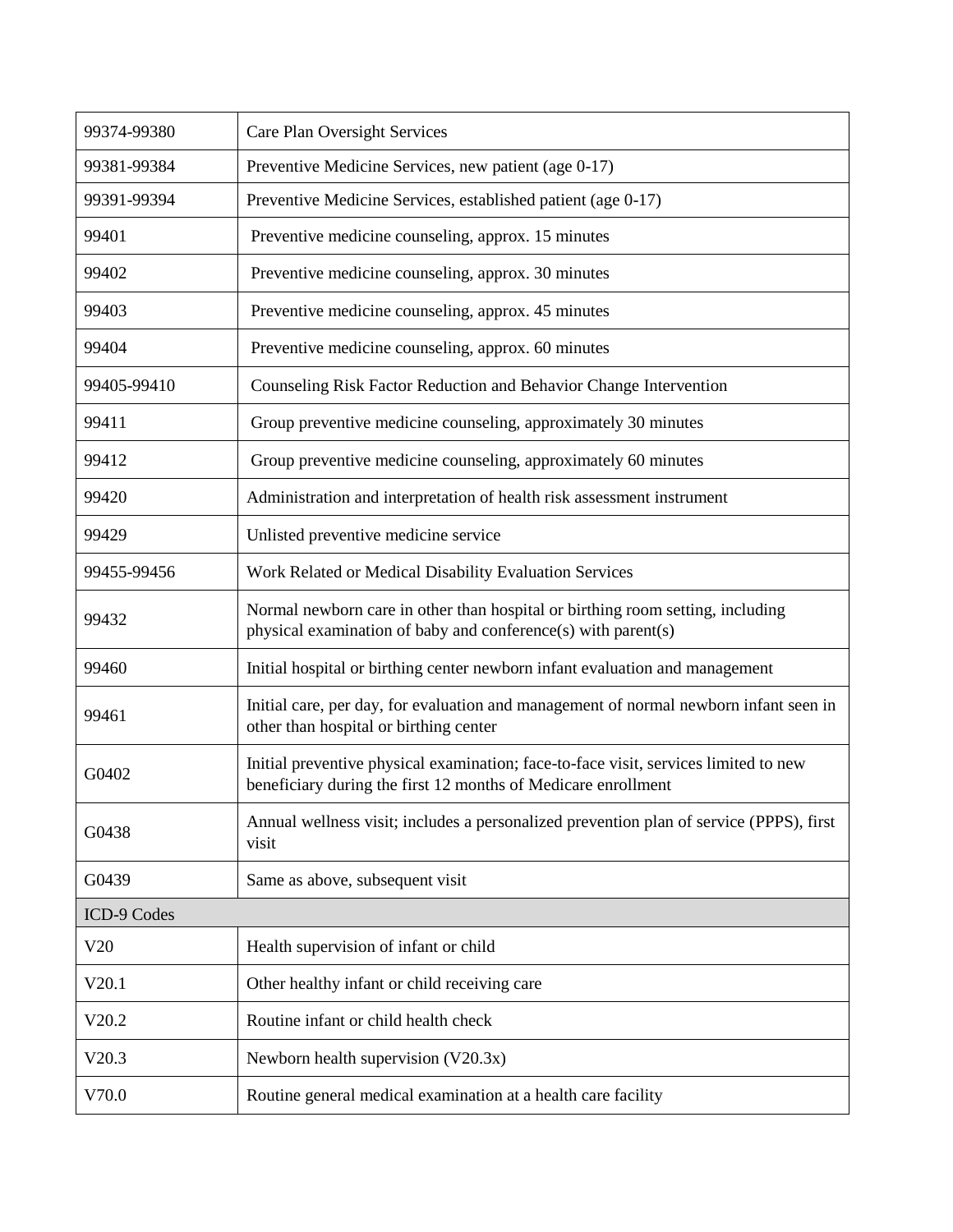| 99374-99380 | Care Plan Oversight Services |
|---|---|
| 99381-99384 | Preventive Medicine Services, new patient (age 0-17) |
| 99391-99394 | Preventive Medicine Services, established patient (age 0-17) |
| 99401 | Preventive medicine counseling, approx. 15 minutes |
| 99402 | Preventive medicine counseling, approx. 30 minutes |
| 99403 | Preventive medicine counseling, approx. 45 minutes |
| 99404 | Preventive medicine counseling, approx. 60 minutes |
| 99405-99410 | Counseling Risk Factor Reduction and Behavior Change Intervention |
| 99411 | Group preventive medicine counseling, approximately 30 minutes |
| 99412 | Group preventive medicine counseling, approximately 60 minutes |
| 99420 | Administration and interpretation of health risk assessment instrument |
| 99429 | Unlisted preventive medicine service |
| 99455-99456 | Work Related or Medical Disability Evaluation Services |
| 99432 | Normal newborn care in other than hospital or birthing room setting, including physical examination of baby and conference(s) with parent(s) |
| 99460 | Initial hospital or birthing center newborn infant evaluation and management |
| 99461 | Initial care, per day, for evaluation and management of normal newborn infant seen in other than hospital or birthing center |
| G0402 | Initial preventive physical examination; face-to-face visit, services limited to new beneficiary during the first 12 months of Medicare enrollment |
| G0438 | Annual wellness visit; includes a personalized prevention plan of service (PPPS), first visit |
| G0439 | Same as above, subsequent visit |
| ICD-9 Codes | |
| V20 | Health supervision of infant or child |
| V20.1 | Other healthy infant or child receiving care |
| V20.2 | Routine infant or child health check |
| V20.3 | Newborn health supervision (V20.3x) |
| V70.0 | Routine general medical examination at a health care facility |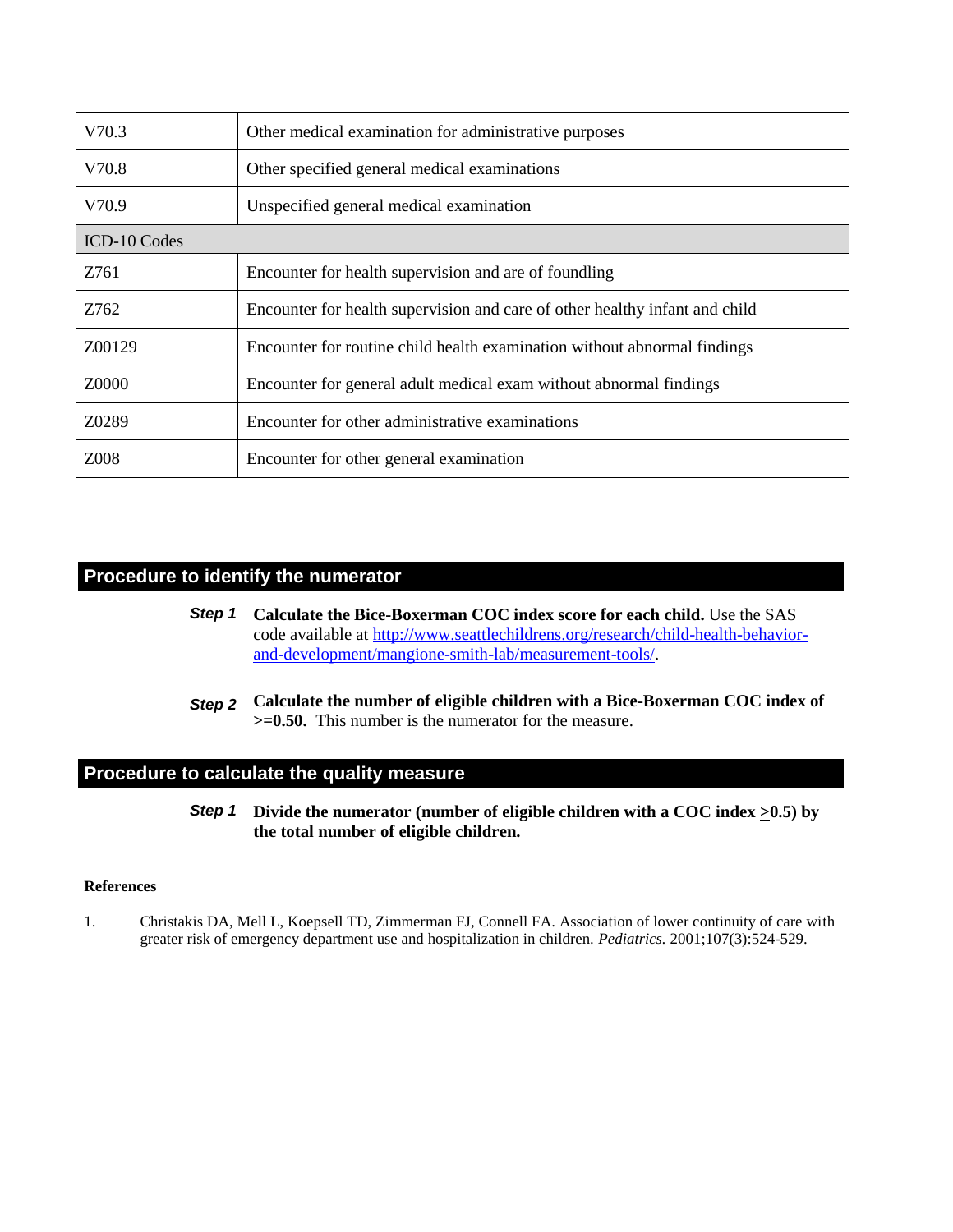| | |
|---|---|
| V70.3 | Other medical examination for administrative purposes |
| V70.8 | Other specified general medical examinations |
| V70.9 | Unspecified general medical examination |
| ICD-10 Codes | |
| Z761 | Encounter for health supervision and are of foundling |
| Z762 | Encounter for health supervision and care of other healthy infant and child |
| Z00129 | Encounter for routine child health examination without abnormal findings |
| Z0000 | Encounter for general adult medical exam without abnormal findings |
| Z0289 | Encounter for other administrative examinations |
| Z008 | Encounter for other general examination |

## Procedure to identify the numerator

***Step 1*** **Calculate the Bice-Boxerman COC index score for each child.** Use the SAS code available at http://www.seattlechildrens.org/research/child-health-behavior-and-development/mangione-smith-lab/measurement-tools/.

***Step 2*** **Calculate the number of eligible children with a Bice-Boxerman COC index of >=0.50.** This number is the numerator for the measure.

## Procedure to calculate the quality measure

***Step 1*** **Divide the numerator (number of eligible children with a COC index ≥0.5) by the total number of eligible children.**

**References**

1. Christakis DA, Mell L, Koepsell TD, Zimmerman FJ, Connell FA. Association of lower continuity of care with greater risk of emergency department use and hospitalization in children. *Pediatrics.* 2001;107(3):524-529.